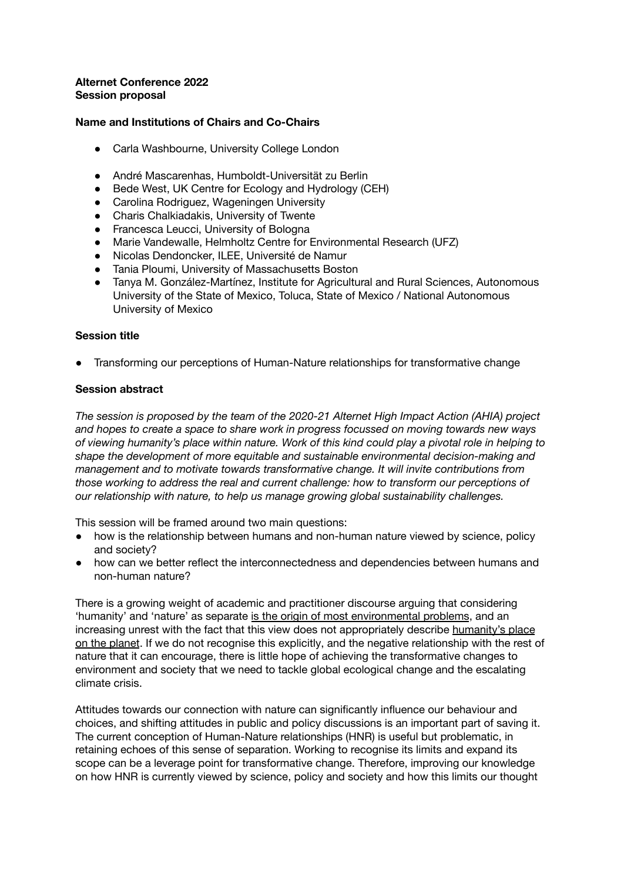**Alternet Conference 2022**
**Session proposal**

**Name and Institutions of Chairs and Co-Chairs**

- Carla Washbourne, University College London

- André Mascarenhas, Humboldt-Universität zu Berlin
- Bede West, UK Centre for Ecology and Hydrology (CEH)
- Carolina Rodriguez, Wageningen University
- Charis Chalkiadakis, University of Twente
- Francesca Leucci, University of Bologna
- Marie Vandewalle, Helmholtz Centre for Environmental Research (UFZ)
- Nicolas Dendoncker, ILEE, Université de Namur
- Tania Ploumi, University of Massachusetts Boston
- Tanya M. González-Martínez, Institute for Agricultural and Rural Sciences, Autonomous University of the State of Mexico, Toluca, State of Mexico / National Autonomous University of Mexico

**Session title**

- Transforming our perceptions of Human-Nature relationships for transformative change

**Session abstract**

*The session is proposed by the team of the 2020-21 Alternet High Impact Action (AHIA) project and hopes to create a space to share work in progress focussed on moving towards new ways of viewing humanity's place within nature. Work of this kind could play a pivotal role in helping to shape the development of more equitable and sustainable environmental decision-making and management and to motivate towards transformative change. It will invite contributions from those working to address the real and current challenge: how to transform our perceptions of our relationship with nature, to help us manage growing global sustainability challenges.*

This session will be framed around two main questions:

- how is the relationship between humans and non-human nature viewed by science, policy and society?
- how can we better reflect the interconnectedness and dependencies between humans and non-human nature?

There is a growing weight of academic and practitioner discourse arguing that considering 'humanity' and 'nature' as separate is the origin of most environmental problems, and an increasing unrest with the fact that this view does not appropriately describe humanity's place on the planet. If we do not recognise this explicitly, and the negative relationship with the rest of nature that it can encourage, there is little hope of achieving the transformative changes to environment and society that we need to tackle global ecological change and the escalating climate crisis.

Attitudes towards our connection with nature can significantly influence our behaviour and choices, and shifting attitudes in public and policy discussions is an important part of saving it. The current conception of Human-Nature relationships (HNR) is useful but problematic, in retaining echoes of this sense of separation. Working to recognise its limits and expand its scope can be a leverage point for transformative change. Therefore, improving our knowledge on how HNR is currently viewed by science, policy and society and how this limits our thought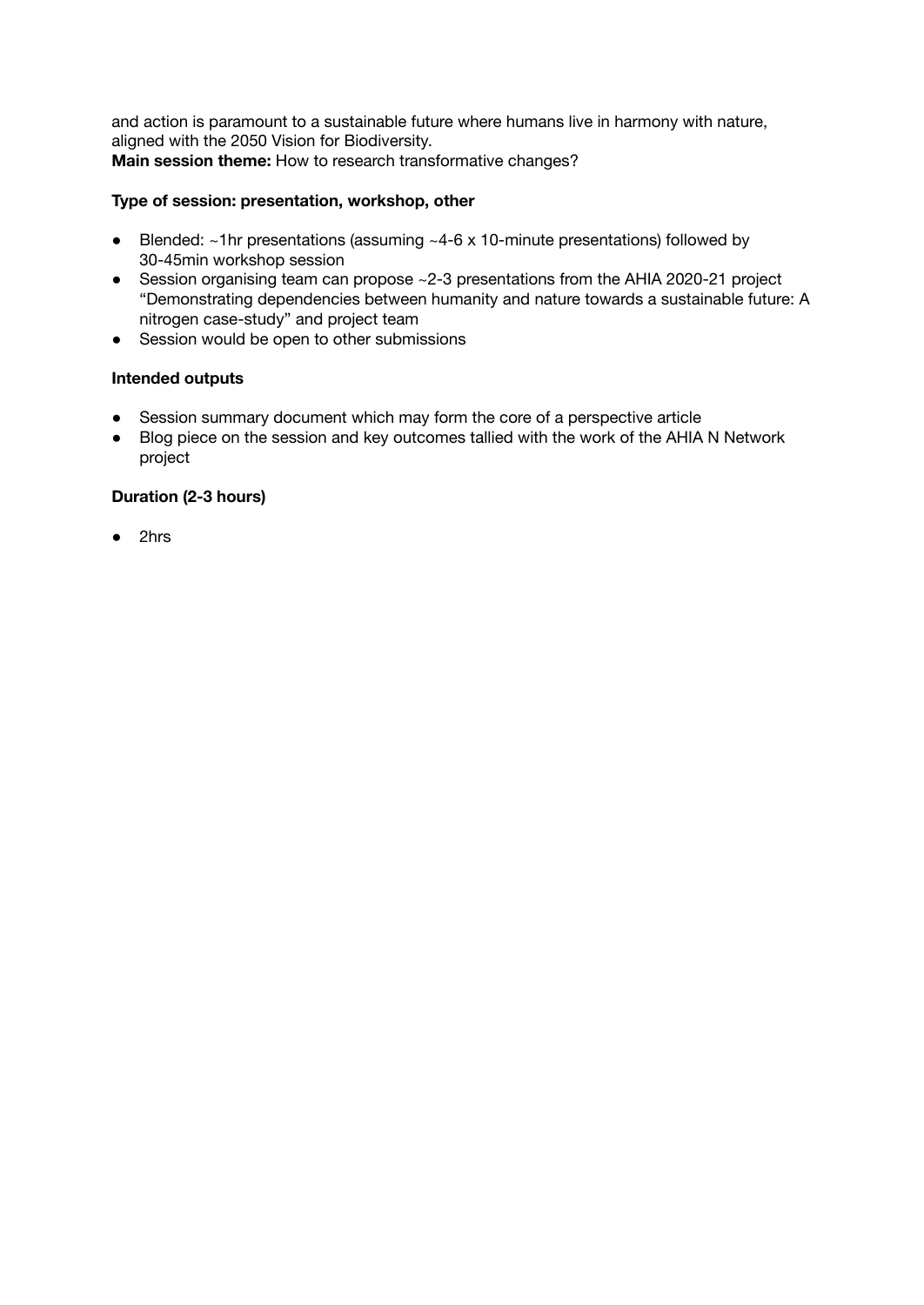and action is paramount to a sustainable future where humans live in harmony with nature, aligned with the 2050 Vision for Biodiversity.
**Main session theme:** How to research transformative changes?

**Type of session: presentation, workshop, other**

- Blended: ~1hr presentations (assuming ~4-6 x 10-minute presentations) followed by 30-45min workshop session
- Session organising team can propose ~2-3 presentations from the AHIA 2020-21 project "Demonstrating dependencies between humanity and nature towards a sustainable future: A nitrogen case-study" and project team
- Session would be open to other submissions

**Intended outputs**

- Session summary document which may form the core of a perspective article
- Blog piece on the session and key outcomes tallied with the work of the AHIA N Network project

**Duration (2-3 hours)**

- 2hrs